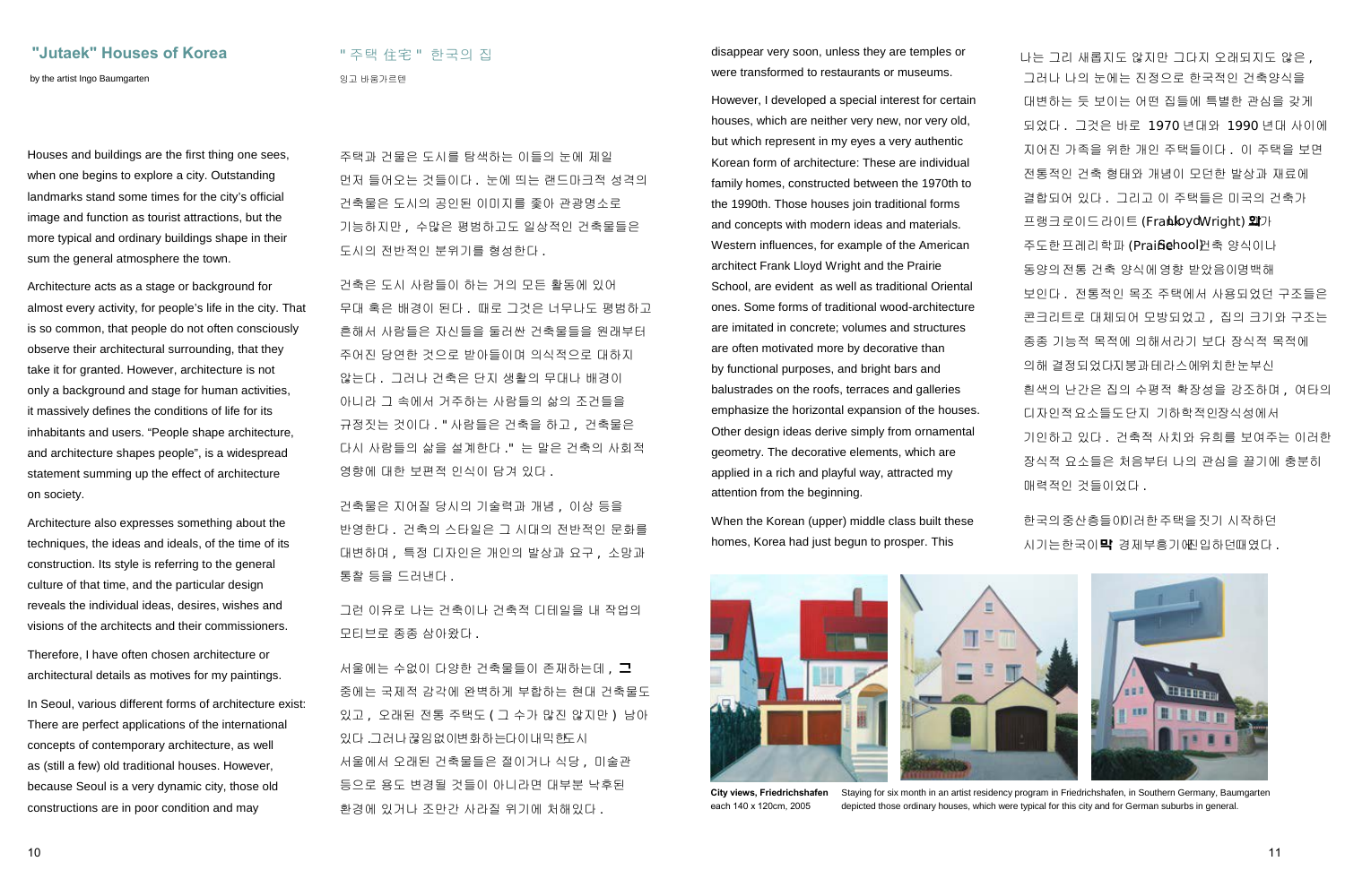## "Jutaek" Houses of Korea

by the artist Ingo Baumgarten

Houses and buildings are the first thing one sees, when one begins to explore a city. Outstanding landmarks stand some times for the city's official image and function as tourist attractions, but the more typical and ordinary buildings shape in their sum the general atmosphere the town.

Architecture acts as a stage or background for almost every activity, for people's life in the city. That is so common, that people do not often consciously observe their architectural surrounding, that they take it for granted. However, architecture is not only a background and stage for human activities, it massively defines the conditions of life for its inhabitants and users. "People shape architecture, and architecture shapes people", is a widespread statement summing up the effect of architecture on society.

Architecture also expresses something about the techniques, the ideas and ideals, of the time of its construction. Its style is referring to the general culture of that time, and the particular design reveals the individual ideas, desires, wishes and visions of the architects and their commissioners.

Therefore, I have often chosen architecture or architectural details as motives for my paintings.

In Seoul, various different forms of architecture exist: There are perfect applications of the international concepts of contemporary architecture, as well as (still a few) old traditional houses. However, because Seoul is a very dynamic city, those old constructions are in poor condition and may disappear very soon, unless they are temples or were transformed to restaurants or museums.

However, I developed a special interest for certain houses, which are neither very new, nor very old, but which represent in my eyes a very authentic Korean form of architecture: These are individual family homes, constructed between the 1970th to the 1990th. Those houses join traditional forms and concepts with modern ideas and materials. Western influences, for example of the American architect Frank Lloyd Wright and the Prairie School, are evident as well as traditional Oriental ones. Some forms of traditional wood-architecture are imitated in concrete; volumes and structures are often motivated more by decorative than by functional purposes, and bright bars and balustrades on the roofs, terraces and galleries emphasize the horizontal expansion of the houses. Other design ideas derive simply from ornamental geometry. The decorative elements, which are applied in a rich and playful way, attracted my attention from the beginning.

When the Korean (upper) middle class built these homes, Korea had just begun to prosper. This

## " 주택 住宅 " 한국의 집

잉고 바움가르텐

주택과 건물은 도시를 탐색하는 이들의 눈에 제일 먼저 들어오는 것들이다 . 눈에 띄는 랜드마크적 성격의 건축물은 도시의 공인된 이미지를 좇아 관광명소로 기능하지만 , 수많은 평범하고도 일상적인 건축물들은 도시의 전반적인 분위기를 형성한다 .

건축은 도시 사람들이 하는 거의 모든 활동에 있어 무대 혹은 배경이 된다 . 때로 그것은 너무나도 평범하고 흔해서 사람들은 자신들을 둘러싼 건축물들을 원래부터 주어진 당연한 것으로 받아들이며 의식적으로 대하지 않는다 . 그러나 건축은 단지 생활의 무대나 배경이 아니라 그 속에서 거주하는 사람들의 삶의 조건들을 규정짓는 것이다 . " 사람들은 건축을 하고 , 건축물은 다시 사람들의 삶을 설계한다 ." 는 말은 건축의 사회적 영향에 대한 보편적 인식이 담겨 있다 .

건축물은 지어질 당시의 기술력과 개념 , 이상 등을 반영한다 . 건축의 스타일은 그 시대의 전반적인 문화를 대변하며 , 특정 디자인은 개인의 발상과 요구 , 소망과 통찰 등을 드러낸다 .

그런 이유로 나는 건축이나 건축적 디테일을 내 작업의 모티브로 종종 삼아왔다 .

서울에는 수없이 다양한 건축물들이 존재하는데 , 그 중에는 국제적 감각에 완벽하게 부합하는 현대 건축물도 있고 , 오래된 전통 주택도 ( 그 수가 많진 않지만 ) 남아 있다 . 그러나 끊임없이 변화하는 다이내믹한 도시 서울에서 오래된 건축물들은 절이거나 식당 , 미술관 등으로 용도 변경될 것들이 아니라면 대부분 낙후된 환경에 있거나 조만간 사라질 위기에 처해있다 .

나는 그리 새롭지도 않지만 그다지 오래되지도 않은 , 그러나 나의 눈에는 진정으로 한국적인 건축양식을 대변하는 듯 보이는 어떤 집들에 특별한 관심을 갖게 되었다 . 그것은 바로 1970 년대와 1990 년대 사이에 지어진 가족을 위한 개인 주택들이다 . 이 주택을 보면 전통적인 건축 형태와 개념이 모던한 발상과 재료에 결합되어 있다 . 그리고 이 주택들은 미국의 건축가 프랭크로이드라이트 (Frank Lloyd Wright) 와 가 주도한 프레리학파 (Prairie School) 건축 양식이나 동양의 전통 건축 양식에 영향 받았음이 명백해 보인다 . 전통적인 목조 주택에서 사용되었던 구조들은 콘크리트로 대체되어 모방되었고 , 집의 크기와 구조는 종종 기능적 목적에 의해서라기 보다 장식적 목적에 의해 결정되었다 . 지붕과 테라스에 위치한 눈부신 흰색의 난간은 집의 수평적 확장성을 강조하며 , 여타의 디자인적 요소들도 단지 기하학적 장식성에서 기인하고 있다 . 건축적 사치와 유희를 보여주는 이러한 장식적 요소들은 처음부터 나의 관심을 끌기에 충분히 매력적인 것들이었다 .

한국의 중산층들이 이러한 주택을 짓기 시작하던 시기는 한국이 막 경제부흥기에 진입하던 때였다 .

**City views, Friedrichshafen**
each 140 x 120cm, 2005

Staying for six month in an artist residency program in Friedrichshafen, in Southern Germany, Baumgarten depicted those ordinary houses, which were typical for this city and for German suburbs in general.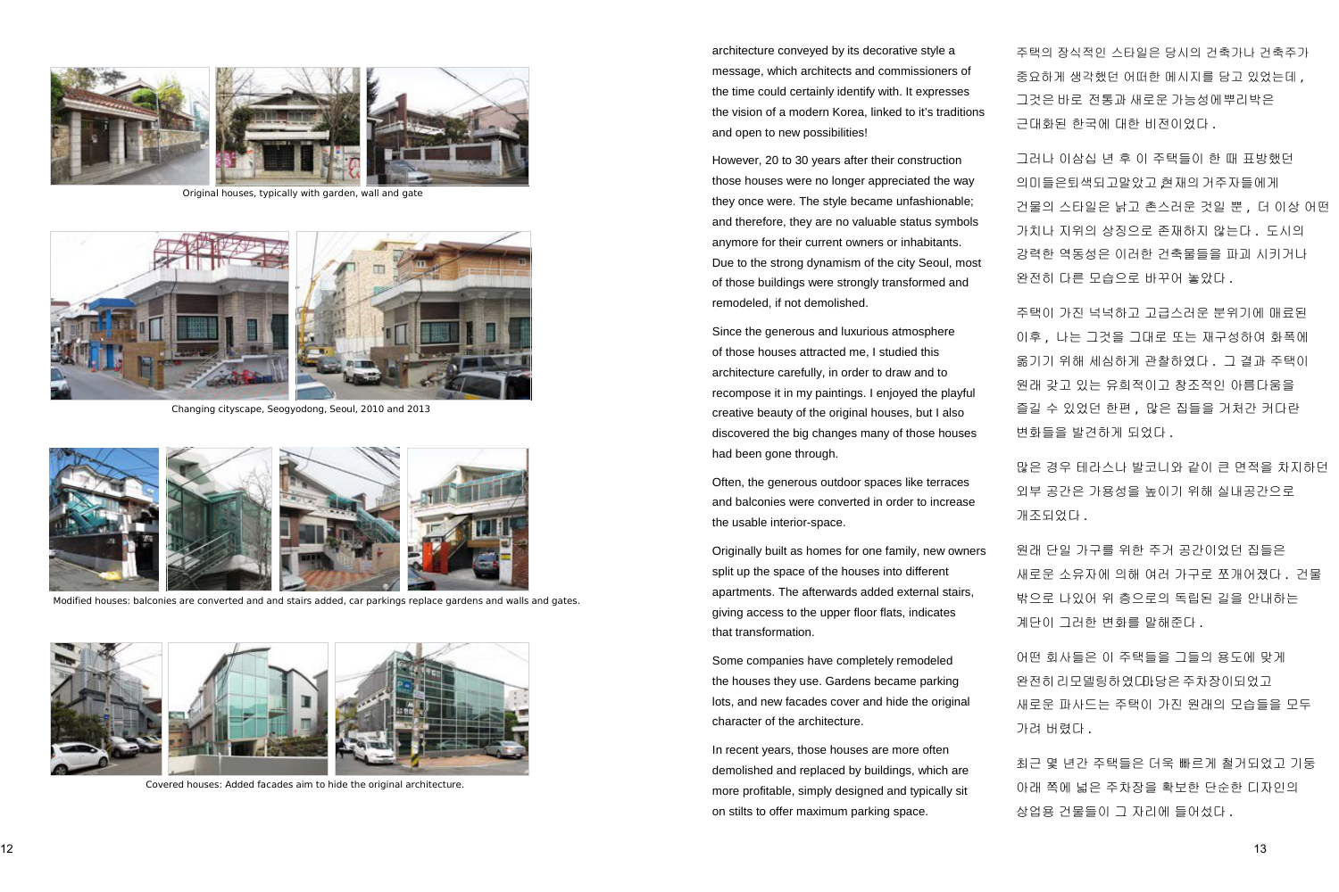Original houses, typically with garden, wall and gate

Changing cityscape, Seogyodong, Seoul, 2010 and 2013

Modified houses: balconies are converted and and stairs added, car parkings replace gardens and walls and gates.

Covered houses: Added facades aim to hide the original architecture.

architecture conveyed by its decorative style a message, which architects and commissioners of the time could certainly identify with. It expresses the vision of a modern Korea, linked to it's traditions and open to new possibilities!

However, 20 to 30 years after their construction those houses were no longer appreciated the way they once were. The style became unfashionable; and therefore, they are no valuable status symbols anymore for their current owners or inhabitants. Due to the strong dynamism of the city Seoul, most of those buildings were strongly transformed and remodeled, if not demolished.

Since the generous and luxurious atmosphere of those houses attracted me, I studied this architecture carefully, in order to draw and to recompose it in my paintings. I enjoyed the playful creative beauty of the original houses, but I also discovered the big changes many of those houses had been gone through.

Often, the generous outdoor spaces like terraces and balconies were converted in order to increase the usable interior-space.

Originally built as homes for one family, new owners split up the space of the houses into different apartments. The afterwards added external stairs, giving access to the upper floor flats, indicates that transformation.

Some companies have completely remodeled the houses they use. Gardens became parking lots, and new facades cover and hide the original character of the architecture.

In recent years, those houses are more often demolished and replaced by buildings, which are more profitable, simply designed and typically sit on stilts to offer maximum parking space.

주택의 장식적인 스타일은 당시의 건축가나 건축주가 중요하게 생각했던 어떠한 메시지를 담고 있었는데, 그것은 바로 전통과 새로운 가능성에뿌리박은 근대화된 한국에 대한 비전이었다.

그러나 이삼십 년 후 이 주택들이 한 때 표방했던 의미들은퇴색되고말았고 현재의 거주자들에게 건물의 스타일은 낡고 촌스러운 것일 뿐, 더 이상 어떤 가치나 지위의 상징으로 존재하지 않는다. 도시의 강력한 역동성은 이러한 건축물들을 파괴 시키거나 완전히 다른 모습으로 바꾸어 놓았다.

주택이 가진 넉넉하고 고급스러운 분위기에 매료된 이후, 나는 그것을 그대로 또는 재구성하여 화폭에 옮기기 위해 세심하게 관찰하였다. 그 결과 주택이 원래 갖고 있는 유희적이고 창조적인 아름다움을 즐길 수 있었던 한편, 많은 집들을 거쳐간 커다란 변화들을 발견하게 되었다.

많은 경우 테라스나 발코니와 같이 큰 면적을 차지하던 외부 공간은 가용성을 높이기 위해 실내공간으로 개조되었다.

원래 단일 가구를 위한 주거 공간이었던 집들은 새로운 소유자에 의해 여러 가구로 쪼개어졌다. 건물 밖으로 나있어 위 층으로의 독립된 길을 안내하는 계단이 그러한 변화를 말해준다.

어떤 회사들은 이 주택들을 그들의 용도에 맞게 완전히 리모델링하였다. 마당은 주차장이되었고 새로운 파사드는 주택이 가진 원래의 모습들을 모두 가려 버렸다.

최근 몇 년간 주택들은 더욱 빠르게 철거되었고 기둥 아래 쪽에 넓은 주차장을 확보한 단순한 디자인의 상업용 건물들이 그 자리에 들어섰다.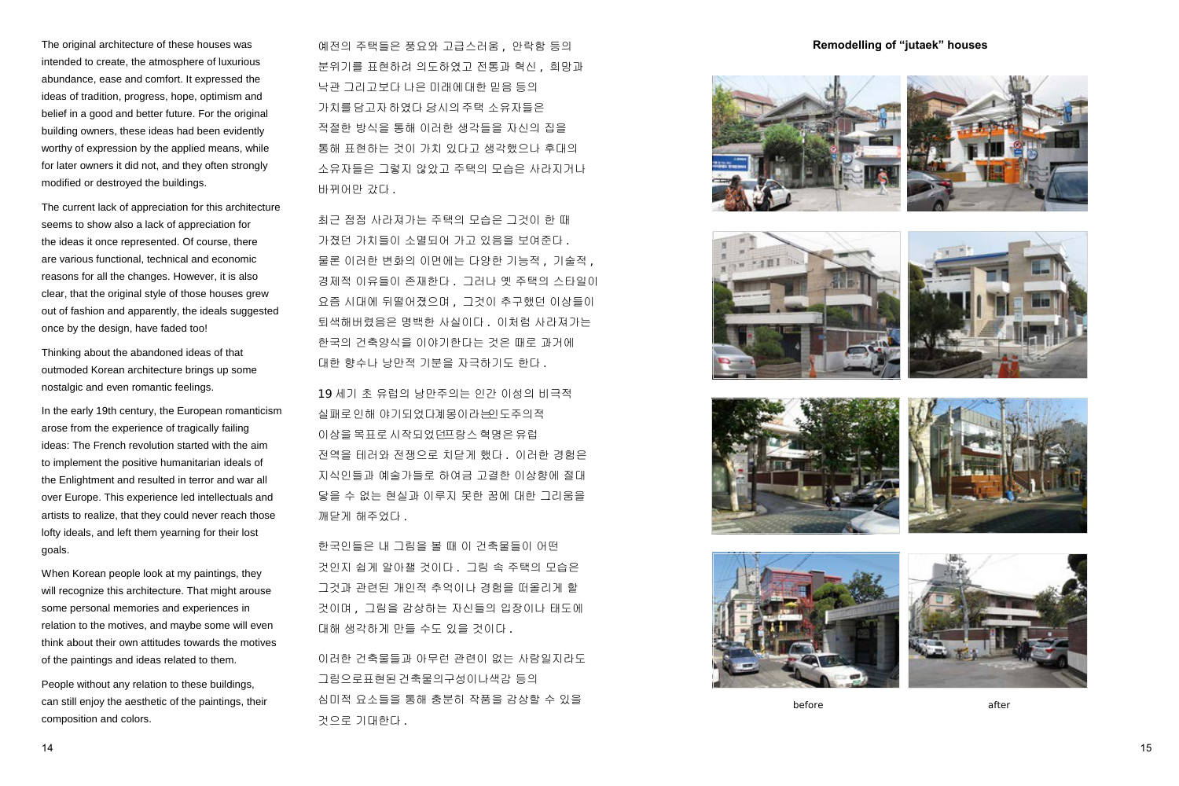The original architecture of these houses was intended to create, the atmosphere of luxurious abundance, ease and comfort. It expressed the ideas of tradition, progress, hope, optimism and belief in a good and better future. For the original building owners, these ideas had been evidently worthy of expression by the applied means, while for later owners it did not, and they often strongly modified or destroyed the buildings.

The current lack of appreciation for this architecture seems to show also a lack of appreciation for the ideas it once represented. Of course, there are various functional, technical and economic reasons for all the changes. However, it is also clear, that the original style of those houses grew out of fashion and apparently, the ideals suggested once by the design, have faded too!

Thinking about the abandoned ideas of that outmoded Korean architecture brings up some nostalgic and even romantic feelings.

In the early 19th century, the European romanticism arose from the experience of tragically failing ideas: The French revolution started with the aim to implement the positive humanitarian ideals of the Enlightment and resulted in terror and war all over Europe. This experience led intellectuals and artists to realize, that they could never reach those lofty ideals, and left them yearning for their lost goals.

When Korean people look at my paintings, they will recognize this architecture. That might arouse some personal memories and experiences in relation to the motives, and maybe some will even think about their own attitudes towards the motives of the paintings and ideas related to them.

People without any relation to these buildings, can still enjoy the aesthetic of the paintings, their composition and colors.

예전의 주택들은 풍요와 고급스러움, 안락함 등의 분위기를 표현하려 의도하였고 전통과 혁신, 희망과 낙관 그리고보다 나은 미래에대한 믿음 등의 가치를담고자하였다 당시의주택 소유자들은 적절한 방식을 통해 이러한 생각들을 자신의 집을 통해 표현하는 것이 가치 있다고 생각했으나 후대의 소유자들은 그렇지 않았고 주택의 모습은 사라지거나 바뀌어만 갔다.

최근 점점 사라져가는 주택의 모습은 그것이 한 때 가졌던 가치들이 소멸되어 가고 있음을 보여준다. 물론 이러한 변화의 이면에는 다양한 기능적, 기술적, 경제적 이유들이 존재한다. 그러나 옛 주택의 스타일이 요즘 시대에 뒤떨어졌으며, 그것이 추구했던 이상들이 퇴색해버렸음은 명백한 사실이다. 이처럼 사라져가는 한국의 건축양식을 이야기한다는 것은 때로 과거에 대한 향수나 낭만적 기분을 자극하기도 한다.

19세기 초 유럽의 낭만주의는 인간 이성의 비극적 실패로 인해 야기되었다계몽이라는인도주의적 이상을 목표로 시작되었던프랑스 혁명은 유럽 전역을 테러와 전쟁으로 치닫게 했다. 이러한 경험은 지식인들과 예술가들로 하여금 고결한 이상향에 절대 닿을 수 없는 현실과 이루지 못한 꿈에 대한 그리움을 깨닫게 해주었다.

한국인들은 내 그림을 볼 때 이 건축물들이 어떤 것인지 쉽게 알아챌 것이다. 그림 속 주택의 모습은 그것과 관련된 개인적 추억이나 경험을 떠올리게 할 것이며, 그림을 감상하는 자신들의 입장이나 태도에 대해 생각하게 만들 수도 있을 것이다.

이러한 건축물들과 아무런 관련이 없는 사람일지라도 그림으로표현된건축물의구성이나색감 등의 심미적 요소들을 통해 충분히 작품을 감상할 수 있을 것으로 기대한다.

**Remodelling of "jutaek" houses**

before after